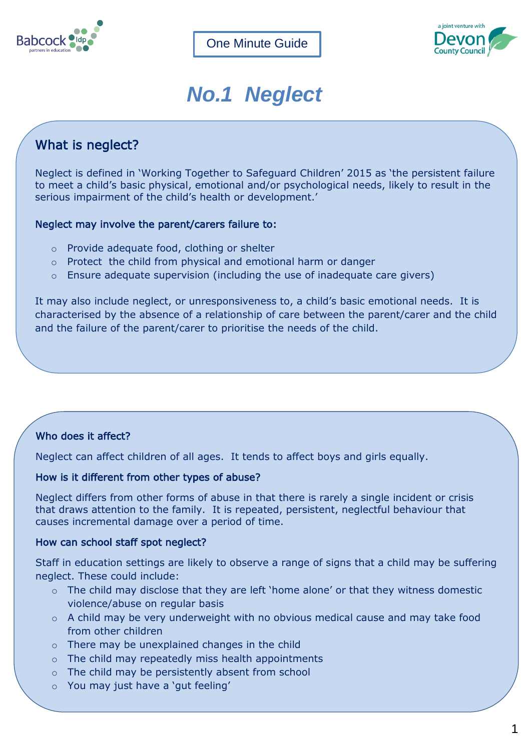One Minute Guide

# No.1 Neglect

## What is neglect?

Neglect is defined in 'Working Together to Safeguard Children' 2015 as 'the persistent failure to meet a child's basic physical, emotional and/or psychological needs, likely to result in the serious impairment of the child's health or development.'

**Neglect may involve the parent/carers failure to:**

- Provide adequate food, clothing or shelter
- Protect the child from physical and emotional harm or danger
- Ensure adequate supervision (including the use of inadequate care givers)

It may also include neglect, or unresponsiveness to, a child's basic emotional needs. It is characterised by the absence of a relationship of care between the parent/carer and the child and the failure of the parent/carer to prioritise the needs of the child.

**Who does it affect?**

Neglect can affect children of all ages. It tends to affect boys and girls equally.

**How is it different from other types of abuse?**

Neglect differs from other forms of abuse in that there is rarely a single incident or crisis that draws attention to the family. It is repeated, persistent, neglectful behaviour that causes incremental damage over a period of time.

**How can school staff spot neglect?**

Staff in education settings are likely to observe a range of signs that a child may be suffering neglect. These could include:

- The child may disclose that they are left 'home alone' or that they witness domestic violence/abuse on regular basis
- A child may be very underweight with no obvious medical cause and may take food from other children
- There may be unexplained changes in the child
- The child may repeatedly miss health appointments
- The child may be persistently absent from school
- You may just have a 'gut feeling'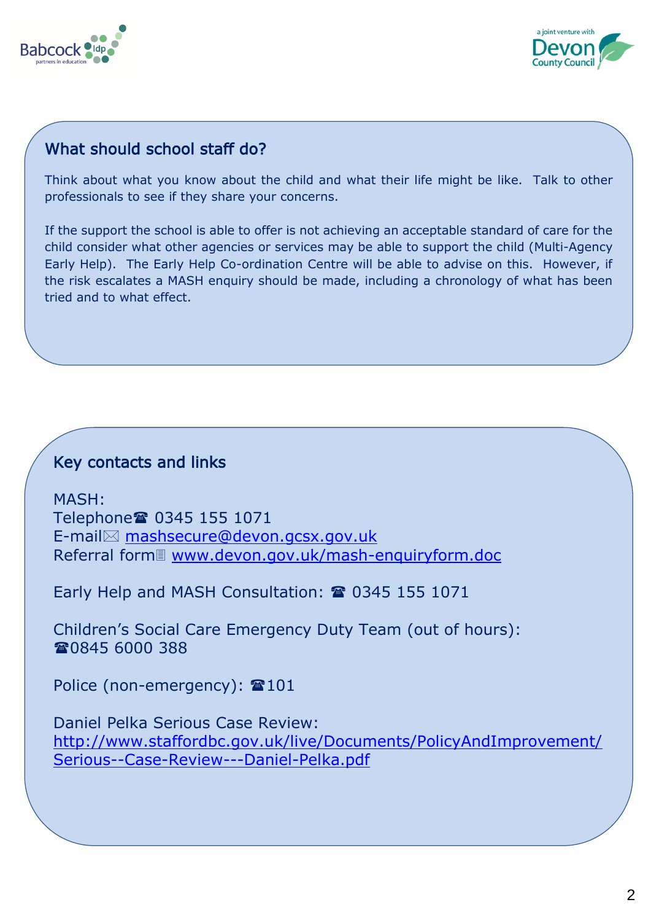## What should school staff do?

Think about what you know about the child and what their life might be like. Talk to other professionals to see if they share your concerns.

If the support the school is able to offer is not achieving an acceptable standard of care for the child consider what other agencies or services may be able to support the child (Multi-Agency Early Help). The Early Help Co-ordination Centre will be able to advise on this. However, if the risk escalates a MASH enquiry should be made, including a chronology of what has been tried and to what effect.

## Key contacts and links

MASH:
Telephone☎ 0345 155 1071
E-mail✉ mashsecure@devon.gcsx.gov.uk
Referral form www.devon.gov.uk/mash-enquiryform.doc

Early Help and MASH Consultation: ☎ 0345 155 1071

Children's Social Care Emergency Duty Team (out of hours):
☎0845 6000 388

Police (non-emergency): ☎101

Daniel Pelka Serious Case Review:
http://www.staffordbc.gov.uk/live/Documents/PolicyAndImprovement/Serious--Case-Review---Daniel-Pelka.pdf